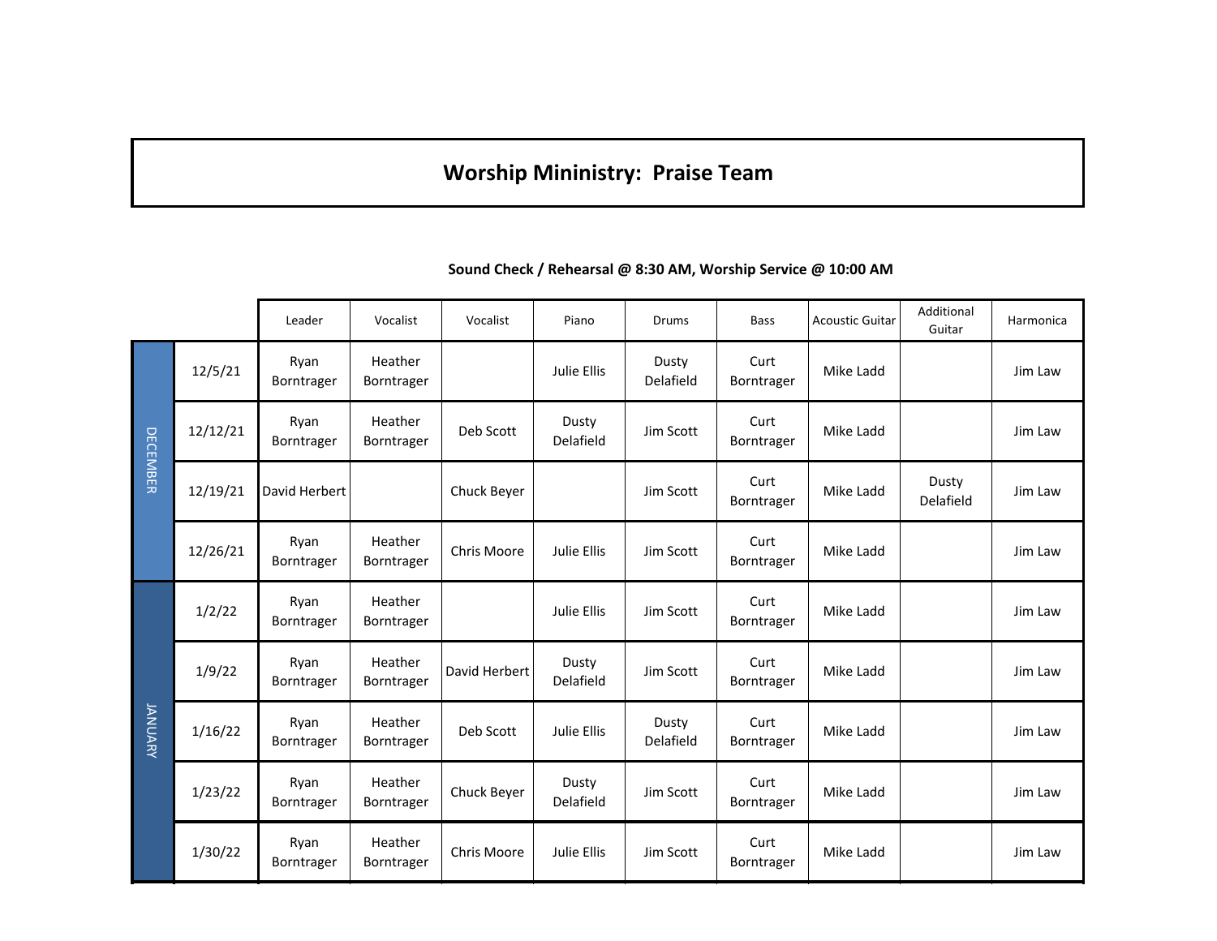# Worship Mininistry:  Praise Team

**Sound Check / Rehearsal @ 8:30 AM, Worship Service @ 10:00 AM**

| | | Leader | Vocalist | Vocalist | Piano | Drums | Bass | Acoustic Guitar | Additional Guitar | Harmonica |
|---|---|---|---|---|---|---|---|---|---|---|
| DECEMBER | 12/5/21 | Ryan Borntrager | Heather Borntrager | | Julie Ellis | Dusty Delafield | Curt Borntrager | Mike Ladd | | Jim Law |
| | 12/12/21 | Ryan Borntrager | Heather Borntrager | Deb Scott | Dusty Delafield | Jim Scott | Curt Borntrager | Mike Ladd | | Jim Law |
| | 12/19/21 | David Herbert | | Chuck Beyer | | Jim Scott | Curt Borntrager | Mike Ladd | Dusty Delafield | Jim Law |
| | 12/26/21 | Ryan Borntrager | Heather Borntrager | Chris Moore | Julie Ellis | Jim Scott | Curt Borntrager | Mike Ladd | | Jim Law |
| JANUARY | 1/2/22 | Ryan Borntrager | Heather Borntrager | | Julie Ellis | Jim Scott | Curt Borntrager | Mike Ladd | | Jim Law |
| | 1/9/22 | Ryan Borntrager | Heather Borntrager | David Herbert | Dusty Delafield | Jim Scott | Curt Borntrager | Mike Ladd | | Jim Law |
| | 1/16/22 | Ryan Borntrager | Heather Borntrager | Deb Scott | Julie Ellis | Dusty Delafield | Curt Borntrager | Mike Ladd | | Jim Law |
| | 1/23/22 | Ryan Borntrager | Heather Borntrager | Chuck Beyer | Dusty Delafield | Jim Scott | Curt Borntrager | Mike Ladd | | Jim Law |
| | 1/30/22 | Ryan Borntrager | Heather Borntrager | Chris Moore | Julie Ellis | Jim Scott | Curt Borntrager | Mike Ladd | | Jim Law |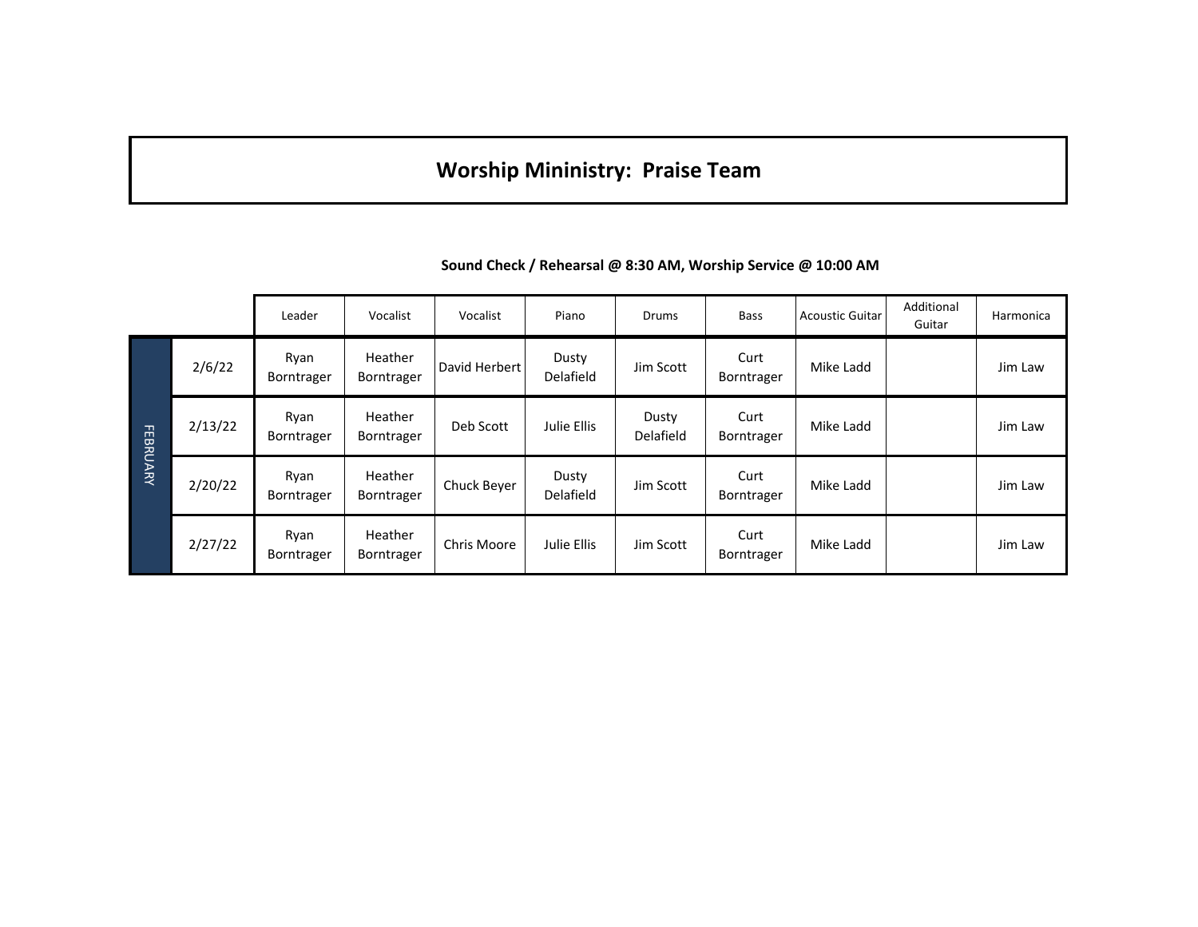# Worship Mininistry:  Praise Team

**Sound Check / Rehearsal @ 8:30 AM, Worship Service @ 10:00 AM**

| | | Leader | Vocalist | Vocalist | Piano | Drums | Bass | Acoustic Guitar | Additional Guitar | Harmonica |
|---|---|---|---|---|---|---|---|---|---|---|
| FEBRUARY | 2/6/22 | Ryan Borntrager | Heather Borntrager | David Herbert | Dusty Delafield | Jim Scott | Curt Borntrager | Mike Ladd | | Jim Law |
| | 2/13/22 | Ryan Borntrager | Heather Borntrager | Deb Scott | Julie Ellis | Dusty Delafield | Curt Borntrager | Mike Ladd | | Jim Law |
| | 2/20/22 | Ryan Borntrager | Heather Borntrager | Chuck Beyer | Dusty Delafield | Jim Scott | Curt Borntrager | Mike Ladd | | Jim Law |
| | 2/27/22 | Ryan Borntrager | Heather Borntrager | Chris Moore | Julie Ellis | Jim Scott | Curt Borntrager | Mike Ladd | | Jim Law |